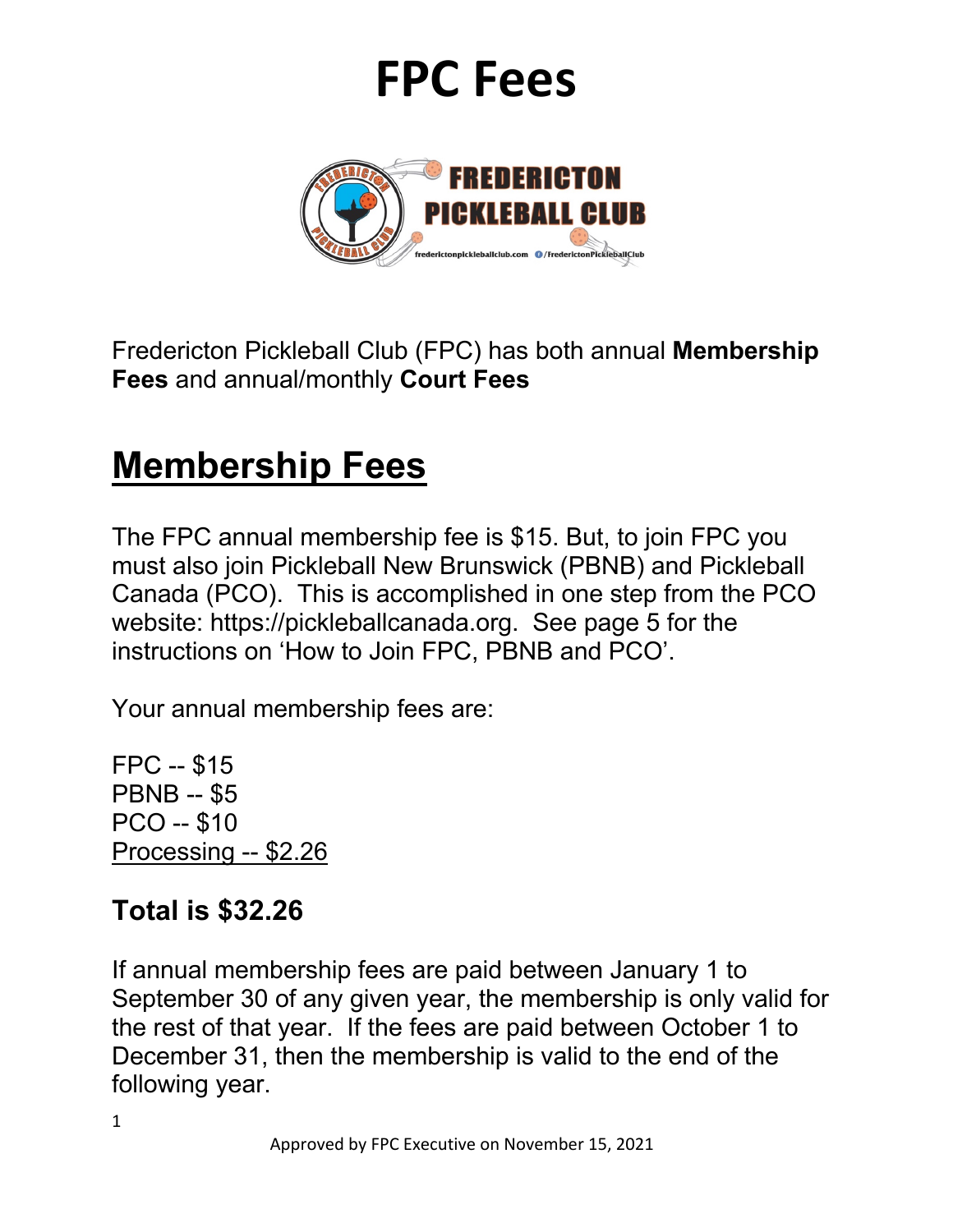# FPC Fees

Fredericton Pickleball Club (FPC) has both annual **Membership Fees** and annual/monthly **Court Fees**

## Membership Fees

The FPC annual membership fee is $15. But, to join FPC you must also join Pickleball New Brunswick (PBNB) and Pickleball Canada (PCO). This is accomplished in one step from the PCO website: https://pickleballcanada.org. See page 5 for the instructions on 'How to Join FPC, PBNB and PCO'.

Your annual membership fees are:

FPC -- $15
PBNB -- $5
PCO -- $10
Processing -- $2.26

### Total is $32.26

If annual membership fees are paid between January 1 to September 30 of any given year, the membership is only valid for the rest of that year. If the fees are paid between October 1 to December 31, then the membership is valid to the end of the following year.

Approved by FPC Executive on November 15, 2021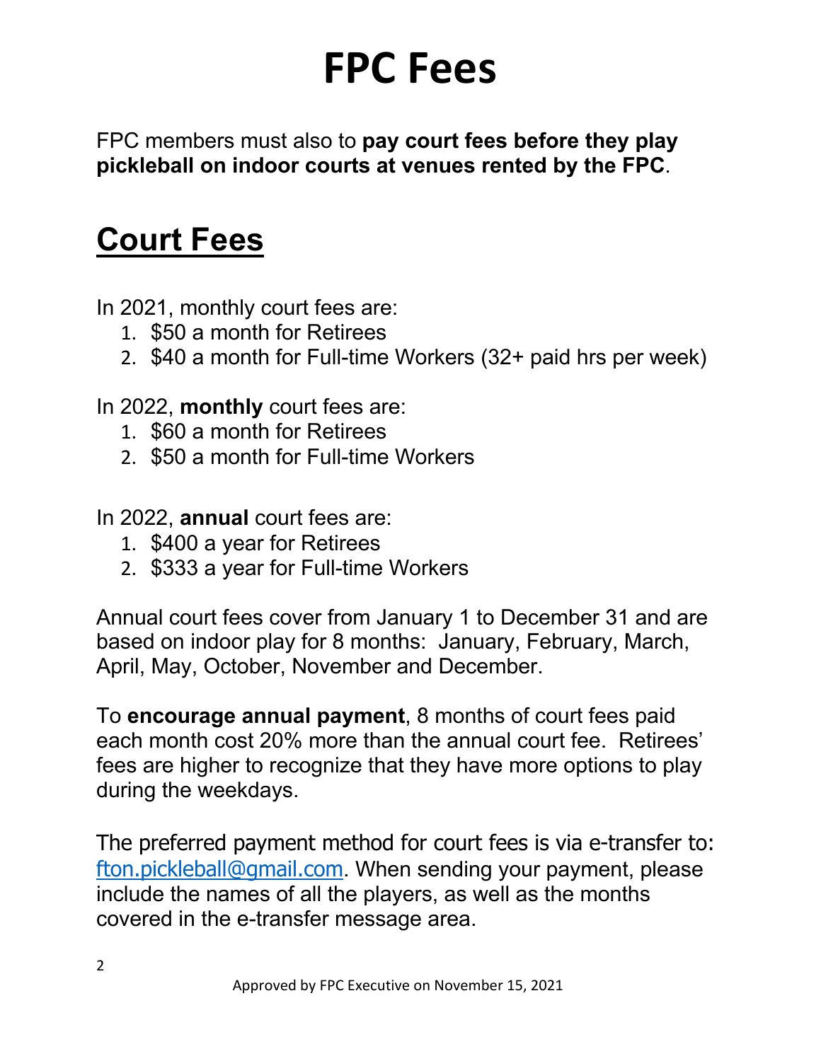# FPC Fees

FPC members must also to **pay court fees before they play pickleball on indoor courts at venues rented by the FPC**.

## Court Fees

In 2021, monthly court fees are:

1. $50 a month for Retirees
2. $40 a month for Full-time Workers (32+ paid hrs per week)

In 2022, **monthly** court fees are:

1. $60 a month for Retirees
2. $50 a month for Full-time Workers

In 2022, **annual** court fees are:

1. $400 a year for Retirees
2. $333 a year for Full-time Workers

Annual court fees cover from January 1 to December 31 and are based on indoor play for 8 months: January, February, March, April, May, October, November and December.

To **encourage annual payment**, 8 months of court fees paid each month cost 20% more than the annual court fee. Retirees' fees are higher to recognize that they have more options to play during the weekdays.

The preferred payment method for court fees is via e-transfer to: fton.pickleball@gmail.com. When sending your payment, please include the names of all the players, as well as the months covered in the e-transfer message area.

Approved by FPC Executive on November 15, 2021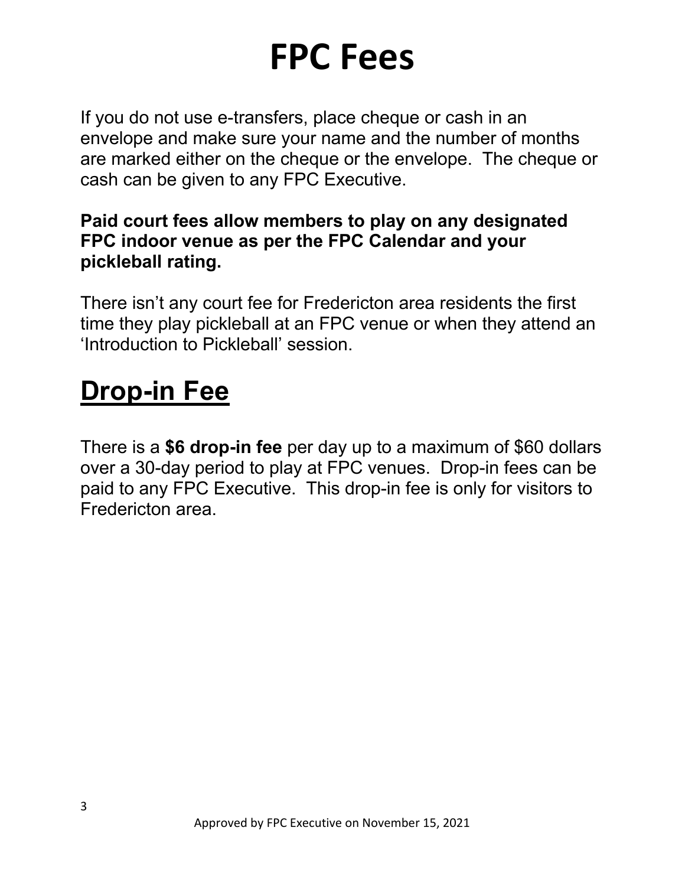# FPC Fees

If you do not use e-transfers, place cheque or cash in an envelope and make sure your name and the number of months are marked either on the cheque or the envelope. The cheque or cash can be given to any FPC Executive.

**Paid court fees allow members to play on any designated FPC indoor venue as per the FPC Calendar and your pickleball rating.**

There isn't any court fee for Fredericton area residents the first time they play pickleball at an FPC venue or when they attend an 'Introduction to Pickleball' session.

## Drop-in Fee

There is a **$6 drop-in fee** per day up to a maximum of $60 dollars over a 30-day period to play at FPC venues. Drop-in fees can be paid to any FPC Executive. This drop-in fee is only for visitors to Fredericton area.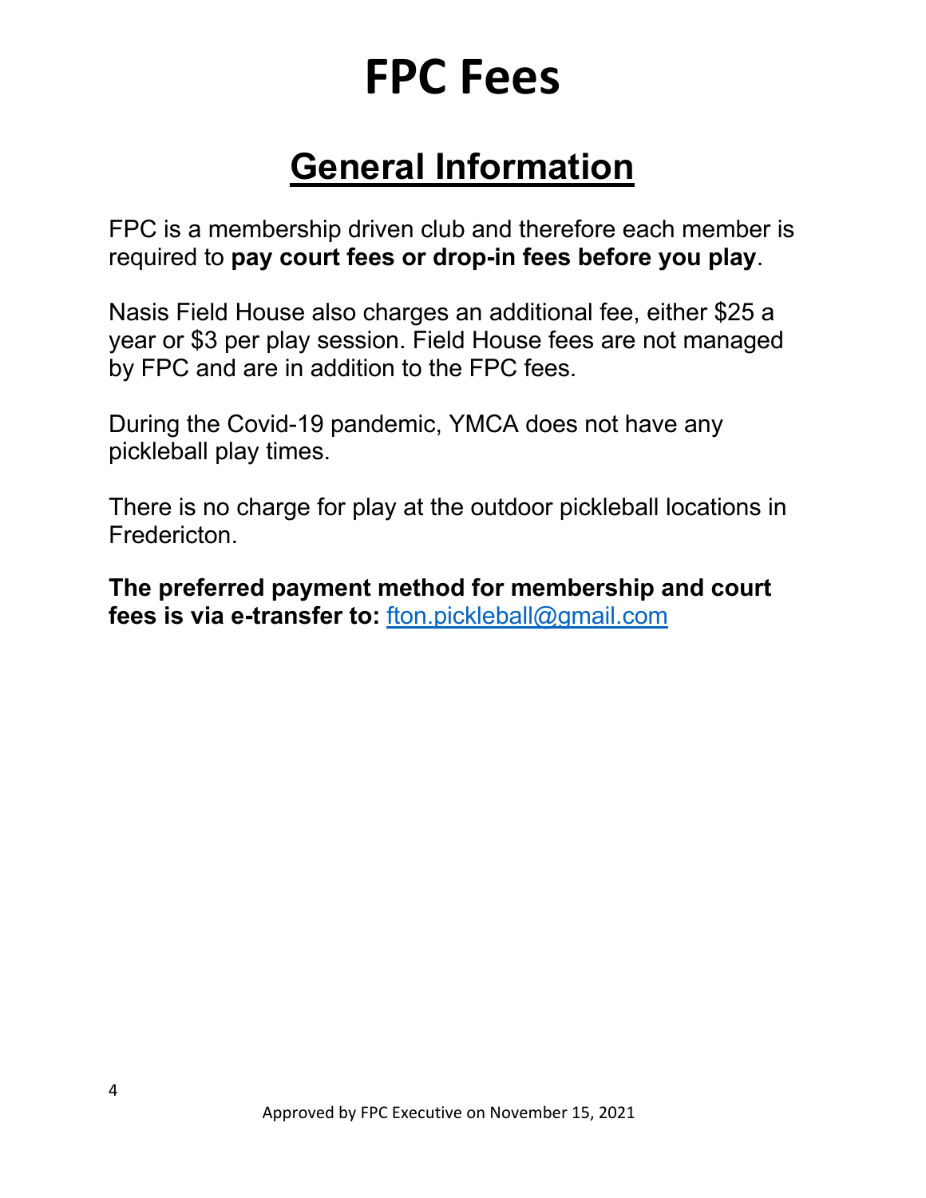# FPC Fees

## General Information

FPC is a membership driven club and therefore each member is required to **pay court fees or drop-in fees before you play**.

Nasis Field House also charges an additional fee, either $25 a year or $3 per play session. Field House fees are not managed by FPC and are in addition to the FPC fees.

During the Covid-19 pandemic, YMCA does not have any pickleball play times.

There is no charge for play at the outdoor pickleball locations in Fredericton.

**The preferred payment method for membership and court fees is via e-transfer to:** fton.pickleball@gmail.com

Approved by FPC Executive on November 15, 2021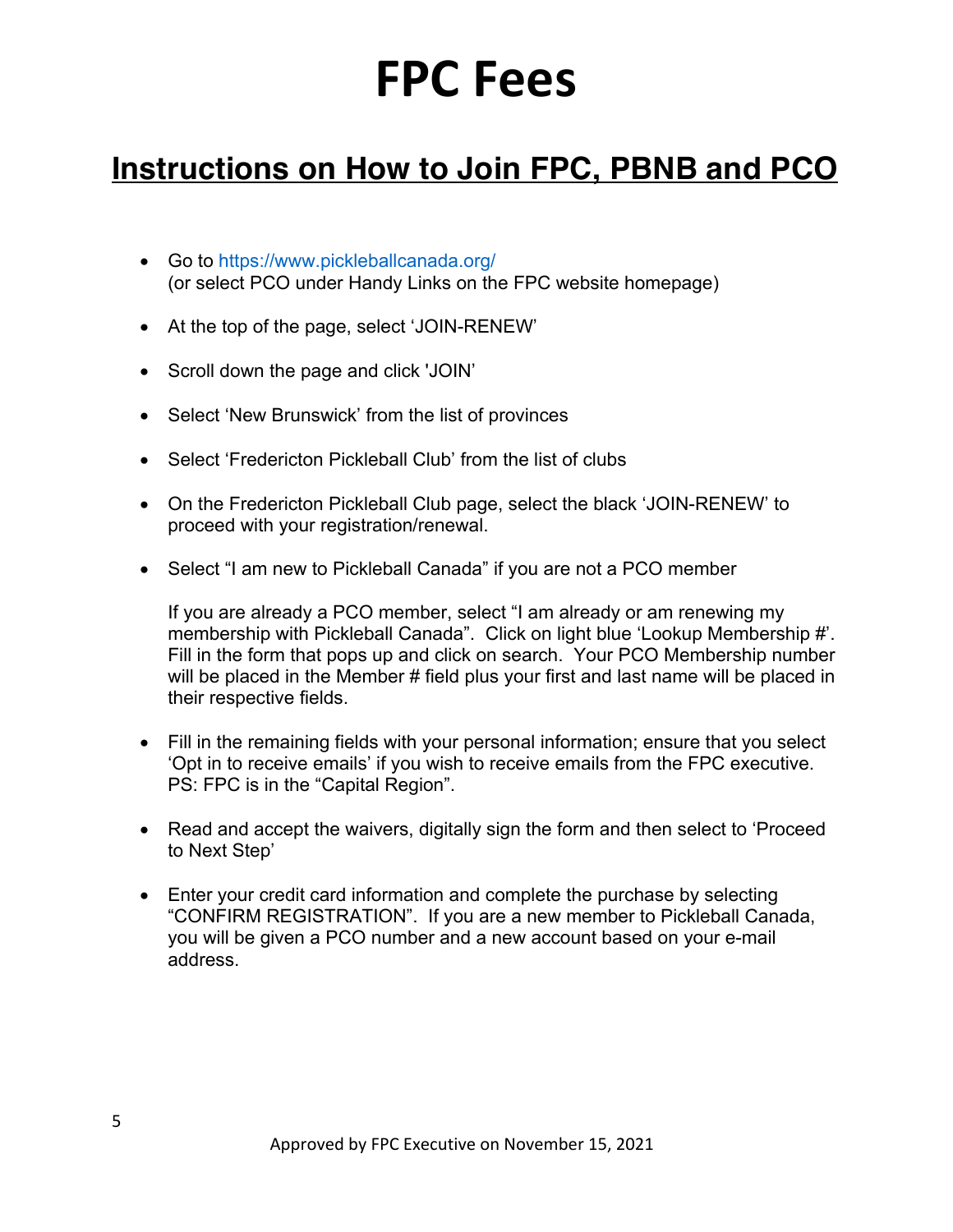# FPC Fees

## Instructions on How to Join FPC, PBNB and PCO

- Go to https://www.pickleballcanada.org/
(or select PCO under Handy Links on the FPC website homepage)

- At the top of the page, select 'JOIN-RENEW'

- Scroll down the page and click 'JOIN'

- Select 'New Brunswick' from the list of provinces

- Select 'Fredericton Pickleball Club' from the list of clubs

- On the Fredericton Pickleball Club page, select the black 'JOIN-RENEW' to proceed with your registration/renewal.

- Select "I am new to Pickleball Canada" if you are not a PCO member

  If you are already a PCO member, select "I am already or am renewing my membership with Pickleball Canada". Click on light blue 'Lookup Membership #'. Fill in the form that pops up and click on search. Your PCO Membership number will be placed in the Member # field plus your first and last name will be placed in their respective fields.

- Fill in the remaining fields with your personal information; ensure that you select 'Opt in to receive emails' if you wish to receive emails from the FPC executive. PS: FPC is in the "Capital Region".

- Read and accept the waivers, digitally sign the form and then select to 'Proceed to Next Step'

- Enter your credit card information and complete the purchase by selecting "CONFIRM REGISTRATION". If you are a new member to Pickleball Canada, you will be given a PCO number and a new account based on your e-mail address.

Approved by FPC Executive on November 15, 2021